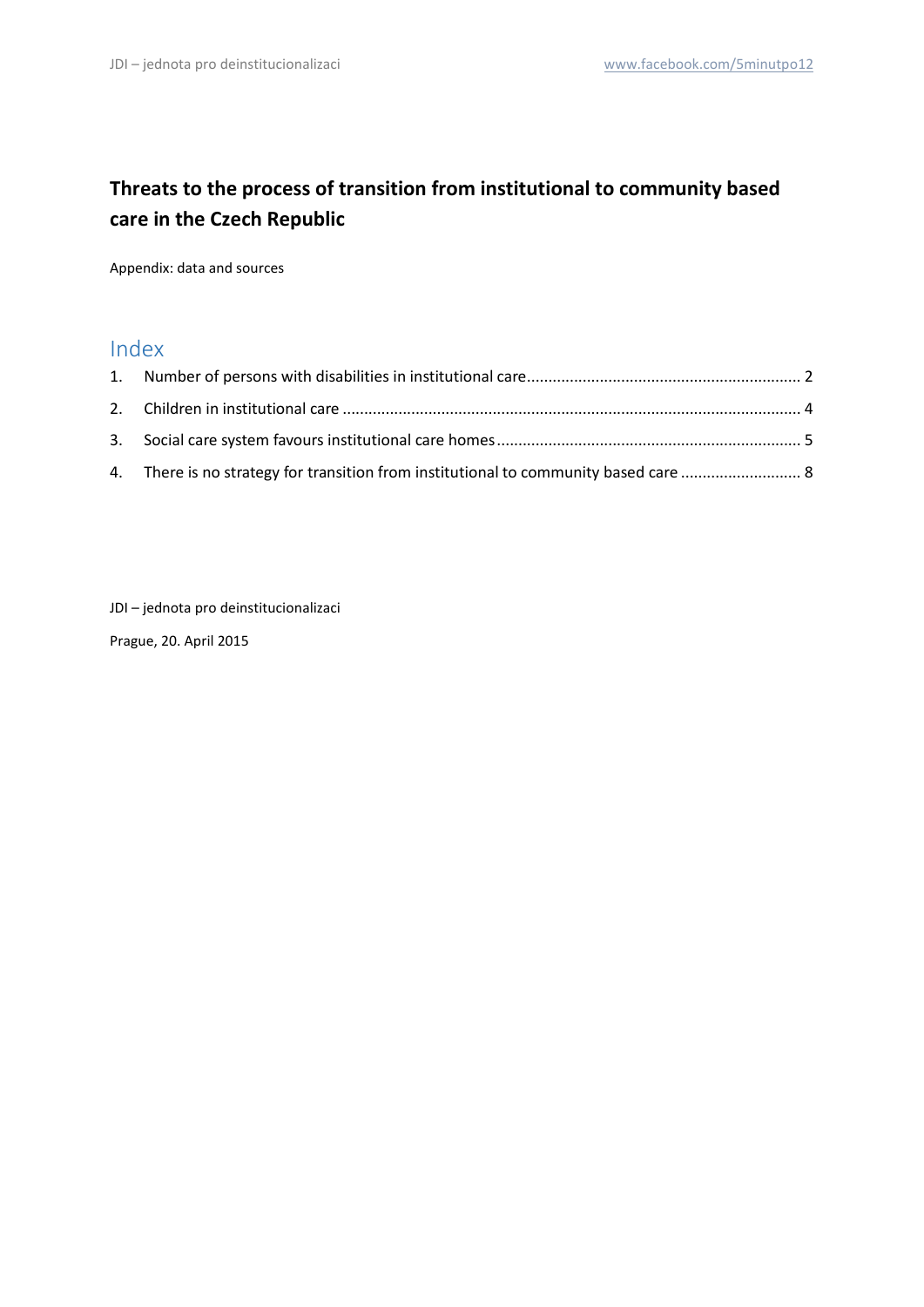# Threats to the process of transition from institutional to community based care in the Czech Republic

Appendix: data and sources

## Index

1. Number of persons with disabilities in institutional care ........ 2
2. Children in institutional care ........ 4
3. Social care system favours institutional care homes ........ 5
4. There is no strategy for transition from institutional to community based care ........ 8

JDI – jednota pro deinstitucionalizaci

Prague, 20. April 2015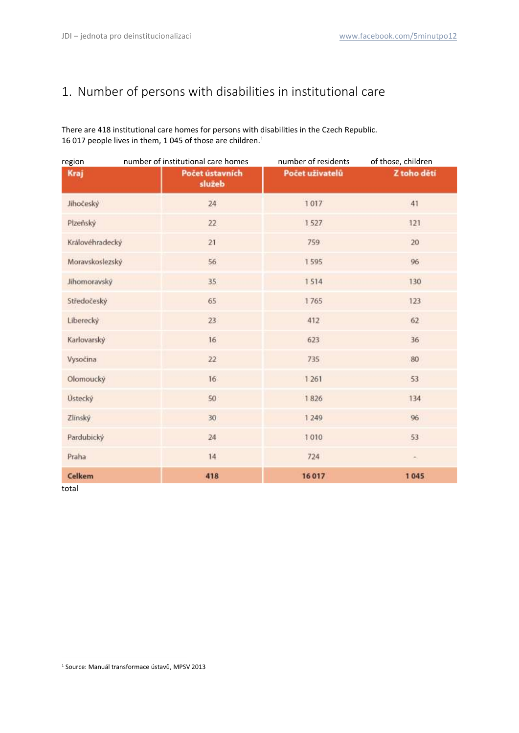# 1. Number of persons with disabilities in institutional care

There are 418 institutional care homes for persons with disabilities in the Czech Republic. 16 017 people lives in them, 1 045 of those are children.[1]

| region<br>Kraj | number of institutional care homes<br>Počet ústavních služeb | number of residents<br>Počet uživatelů | of those, children<br>Z toho dětí |
|---|---|---|---|
| Jihočeský | 24 | 1 017 | 41 |
| Plzeňský | 22 | 1 527 | 121 |
| Královéhradecký | 21 | 759 | 20 |
| Moravskoslezský | 56 | 1 595 | 96 |
| Jihomoravský | 35 | 1 514 | 130 |
| Středočeský | 65 | 1 765 | 123 |
| Liberecký | 23 | 412 | 62 |
| Karlovarský | 16 | 623 | 36 |
| Vysočina | 22 | 735 | 80 |
| Olomoucký | 16 | 1 261 | 53 |
| Ústecký | 50 | 1 826 | 134 |
| Zlínský | 30 | 1 249 | 96 |
| Pardubický | 24 | 1 010 | 53 |
| Praha | 14 | 724 | - |
| **Celkem**<br>total | **418** | **16 017** | **1 045** |

[1] Source: Manuál transformace ústavů, MPSV 2013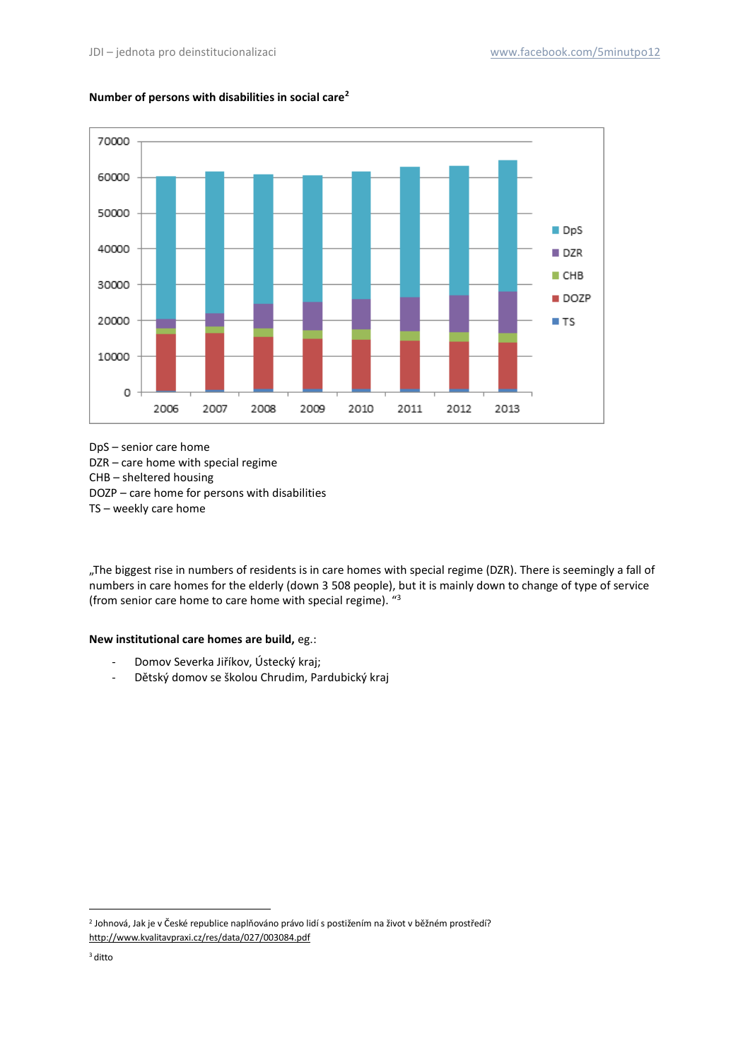**Number of persons with disabilities in social care**[2]

70000
60000
50000
40000
30000
20000
10000
0

2006 2007 2008 2009 2010 2011 2012 2013

DpS
DZR
CHB
DOZP
TS

DpS – senior care home
DZR – care home with special regime
CHB – sheltered housing
DOZP – care home for persons with disabilities
TS – weekly care home

„The biggest rise in numbers of residents is in care homes with special regime (DZR). There is seemingly a fall of numbers in care homes for the elderly (down 3 508 people), but it is mainly down to change of type of service (from senior care home to care home with special regime). "[3]

**New institutional care homes are build,** eg.:

- Domov Severka Jiříkov, Ústecký kraj;
- Dětský domov se školou Chrudim, Pardubický kraj

---

[2] Johnová, Jak je v České republice naplňováno právo lidí s postižením na život v běžném prostředí? http://www.kvalitavpraxi.cz/res/data/027/003084.pdf

[3] ditto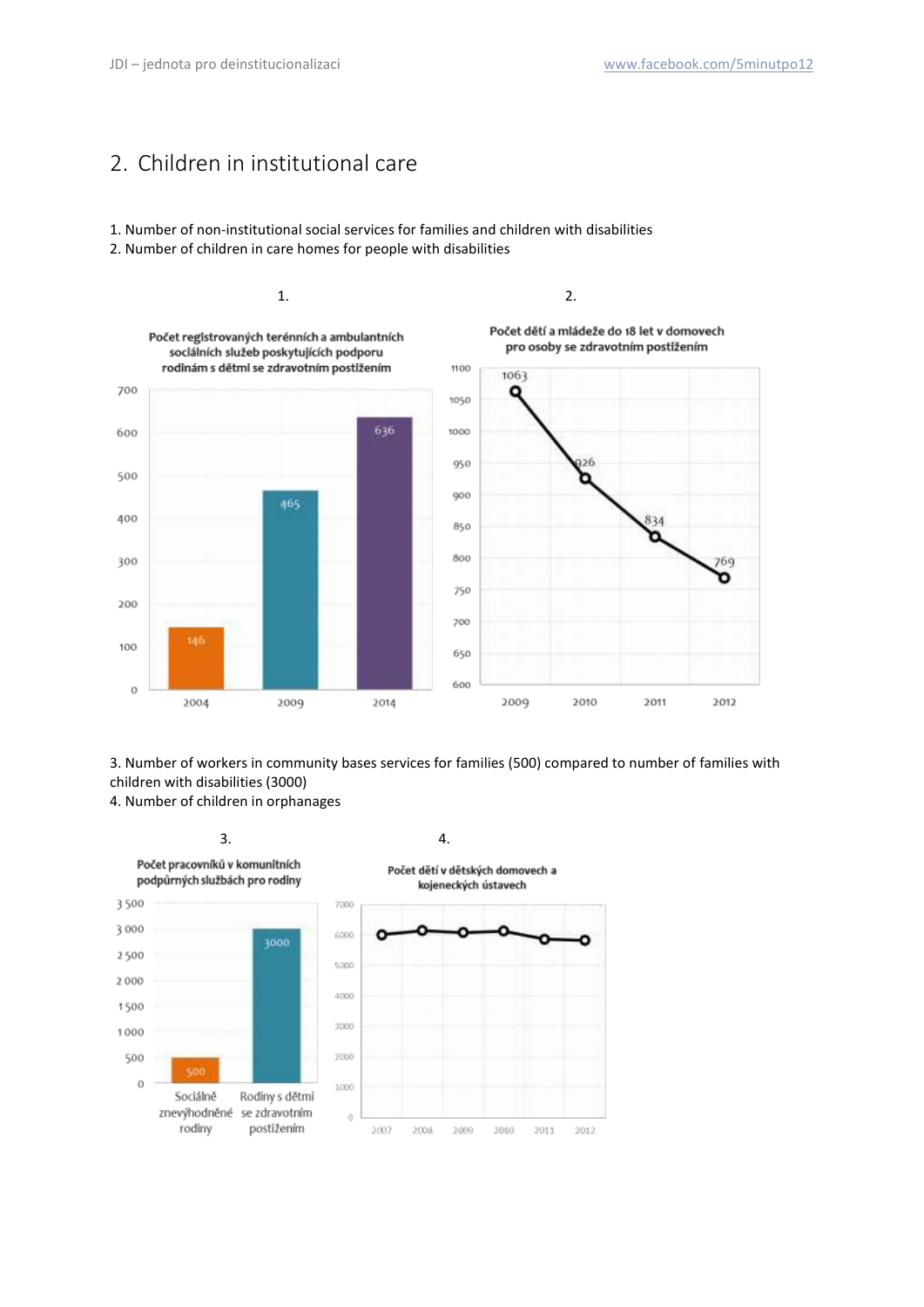## 2. Children in institutional care

1. Number of non-institutional social services for families and children with disabilities
2. Number of children in care homes for people with disabilities

1.

Počet registrovaných terénních a ambulantních sociálních služeb poskytujících podporu rodinám s dětmi se zdravotním postižením

700
600
500
400
300
200
100
0

146
465
636

2004
2009
2014

2.

Počet dětí a mládeže do 18 let v domovech pro osoby se zdravotním postižením

1100
1050
1000
950
900
850
800
750
700
650
600

1063
926
834
769

2009
2010
2011
2012

3. Number of workers in community bases services for families (500) compared to number of families with children with disabilities (3000)
4. Number of children in orphanages

3.

Počet pracovníků v komunitních podpůrných službách pro rodiny

3 500
3 000
2 500
2 000
1 500
1 000
500
0

500
3000

Sociálně znevýhodněné rodiny
Rodiny s dětmi se zdravotním postižením

4.

Počet dětí v dětských domovech a kojeneckých ústavech

7000
6000
5000
4000
3000
2000
1000
0

2007
2008
2009
2010
2011
2012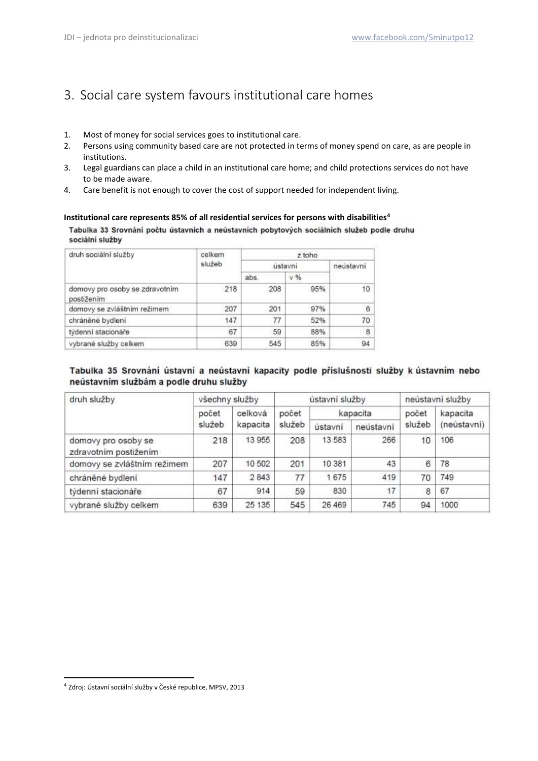# 3. Social care system favours institutional care homes

1. Most of money for social services goes to institutional care.
2. Persons using community based care are not protected in terms of money spend on care, as are people in institutions.
3. Legal guardians can place a child in an institutional care home; and child protections services do not have to be made aware.
4. Care benefit is not enough to cover the cost of support needed for independent living.

**Institutional care represents 85% of all residential services for persons with disabilities[4]**

**Tabulka 33 Srovnání počtu ústavních a neústavních pobytových sociálních služeb podle druhu sociální služby**

| druh sociální služby | celkem služeb | z toho | | |
|---|---|---|---|---|
| | | ústavní | | neústavní |
| | | abs. | v % | |
| domovy pro osoby se zdravotním postižením | 218 | 208 | 95% | 10 |
| domovy se zvláštním režimem | 207 | 201 | 97% | 6 |
| chráněné bydlení | 147 | 77 | 52% | 70 |
| týdenní stacionáře | 67 | 59 | 88% | 8 |
| vybrané služby celkem | 639 | 545 | 85% | 94 |

**Tabulka 35 Srovnání ústavní a neústavní kapacity podle příslušnosti služby k ústavním nebo neústavním službám a podle druhu služby**

| druh služby | všechny služby | | ústavní služby | | | neústavní služby | |
|---|---|---|---|---|---|---|---|
| | počet služeb | celková kapacita | počet služeb | kapacita | | počet služeb | kapacita (neústavní) |
| | | | | ústavní | neústavní | | |
| domovy pro osoby se zdravotním postižením | 218 | 13 955 | 208 | 13 583 | 266 | 10 | 106 |
| domovy se zvláštním režimem | 207 | 10 502 | 201 | 10 381 | 43 | 6 | 78 |
| chráněné bydlení | 147 | 2 843 | 77 | 1 675 | 419 | 70 | 749 |
| týdenní stacionáře | 67 | 914 | 59 | 830 | 17 | 8 | 67 |
| vybrané služby celkem | 639 | 25 135 | 545 | 26 469 | 745 | 94 | 1000 |

[4] Zdroj: Ústavní sociální služby v České republice, MPSV, 2013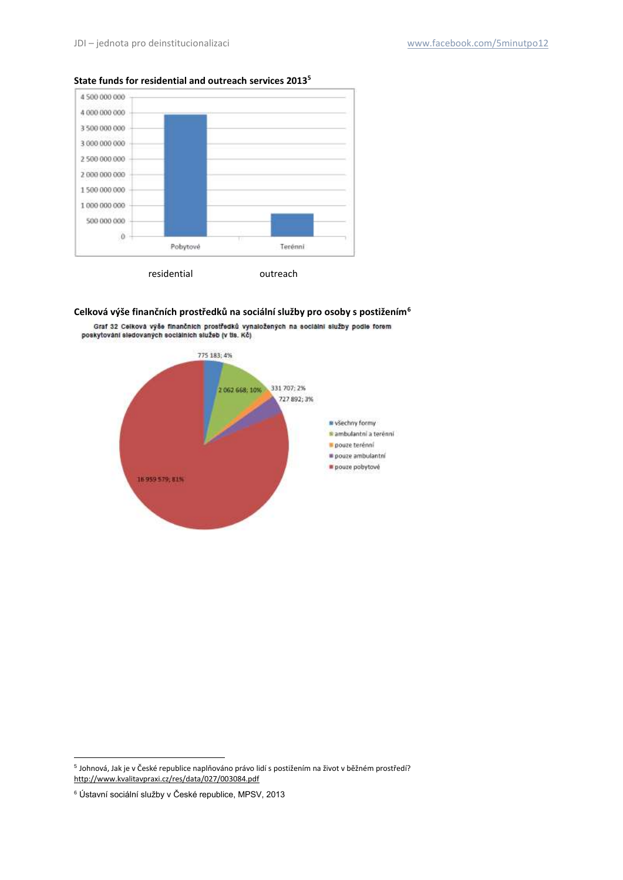**State funds for residential and outreach services 2013[5]**

4 500 000 000
4 000 000 000
3 500 000 000
3 000 000 000
2 500 000 000
2 000 000 000
1 500 000 000
1 000 000 000
500 000 000
0

Pobytové
Terénní

residential outreach

**Celková výše finančních prostředků na sociální služby pro osoby s postižením[6]**

Graf 32 Celková výše finančních prostředků vynaložených na sociální služby podle forem poskytování sledovaných sociálních služeb (v tis. Kč)

775 183; 4%
2 062 668; 10%
331 707; 2%
727 892; 3%
16 959 579; 81%

všechny formy
ambulantní a terénní
pouze terénní
pouze ambulantní
pouze pobytové

---

[5] Johnová, Jak je v České republice naplňováno právo lidí s postižením na život v běžném prostředí? http://www.kvalitavpraxi.cz/res/data/027/003084.pdf

[6] Ústavní sociální služby v České republice, MPSV, 2013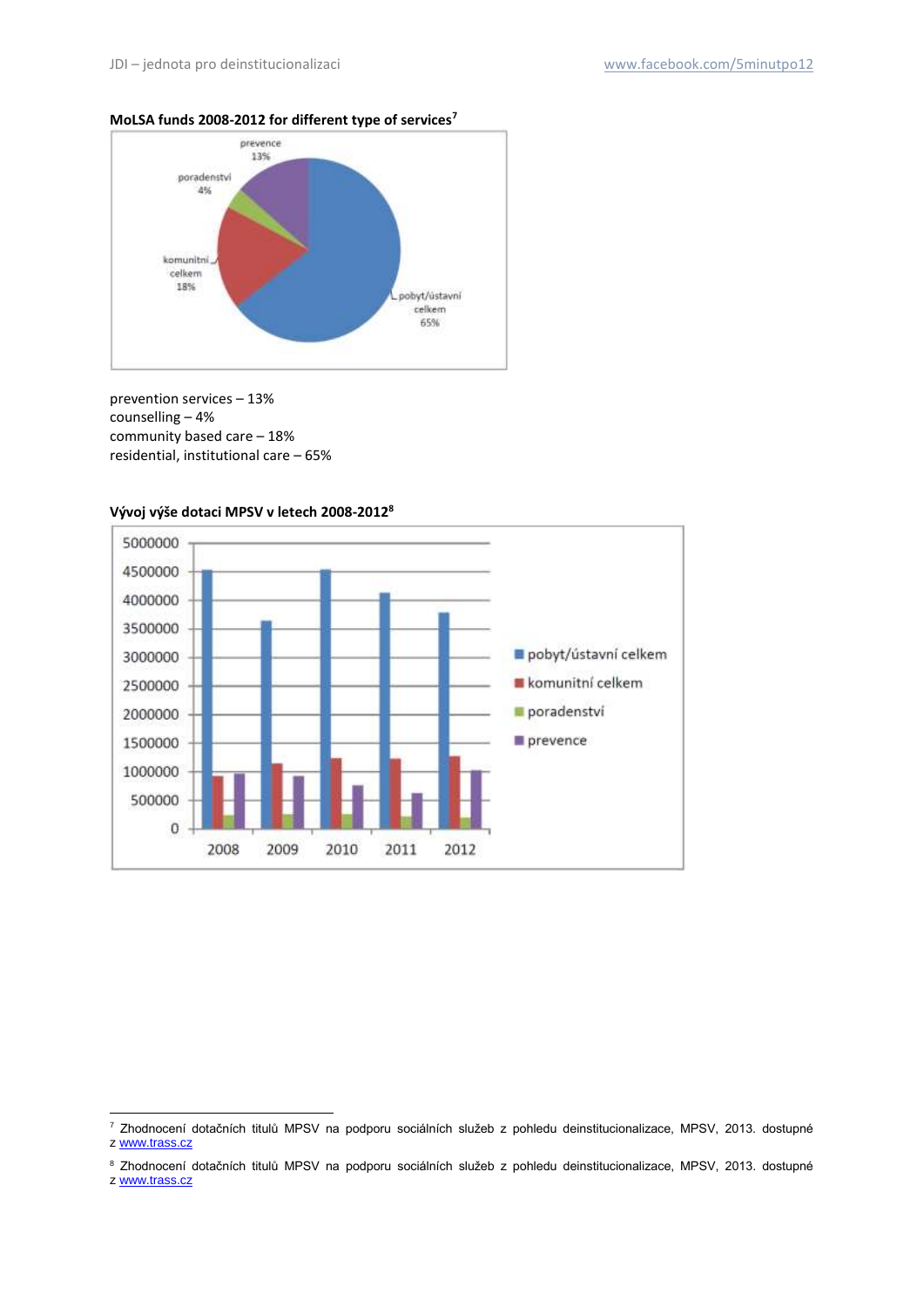**MoLSA funds 2008-2012 for different type of services**[7]

prevence
13%
poradenství
4%
komunitní celkem
18%
pobyt/ústavní celkem
65%

prevention services – 13%
counselling – 4%
community based care – 18%
residential, institutional care – 65%

**Vývoj výše dotaci MPSV v letech 2008-2012**[8]

5000000
4500000
4000000
3500000
3000000
2500000
2000000
1500000
1000000
500000
0

2008 2009 2010 2011 2012

pobyt/ústavní celkem
komunitní celkem
poradenství
prevence

---

[7] Zhodnocení dotačních titulů MPSV na podporu sociálních služeb z pohledu deinstitucionalizace, MPSV, 2013. dostupné z www.trass.cz

[8] Zhodnocení dotačních titulů MPSV na podporu sociálních služeb z pohledu deinstitucionalizace, MPSV, 2013. dostupné z www.trass.cz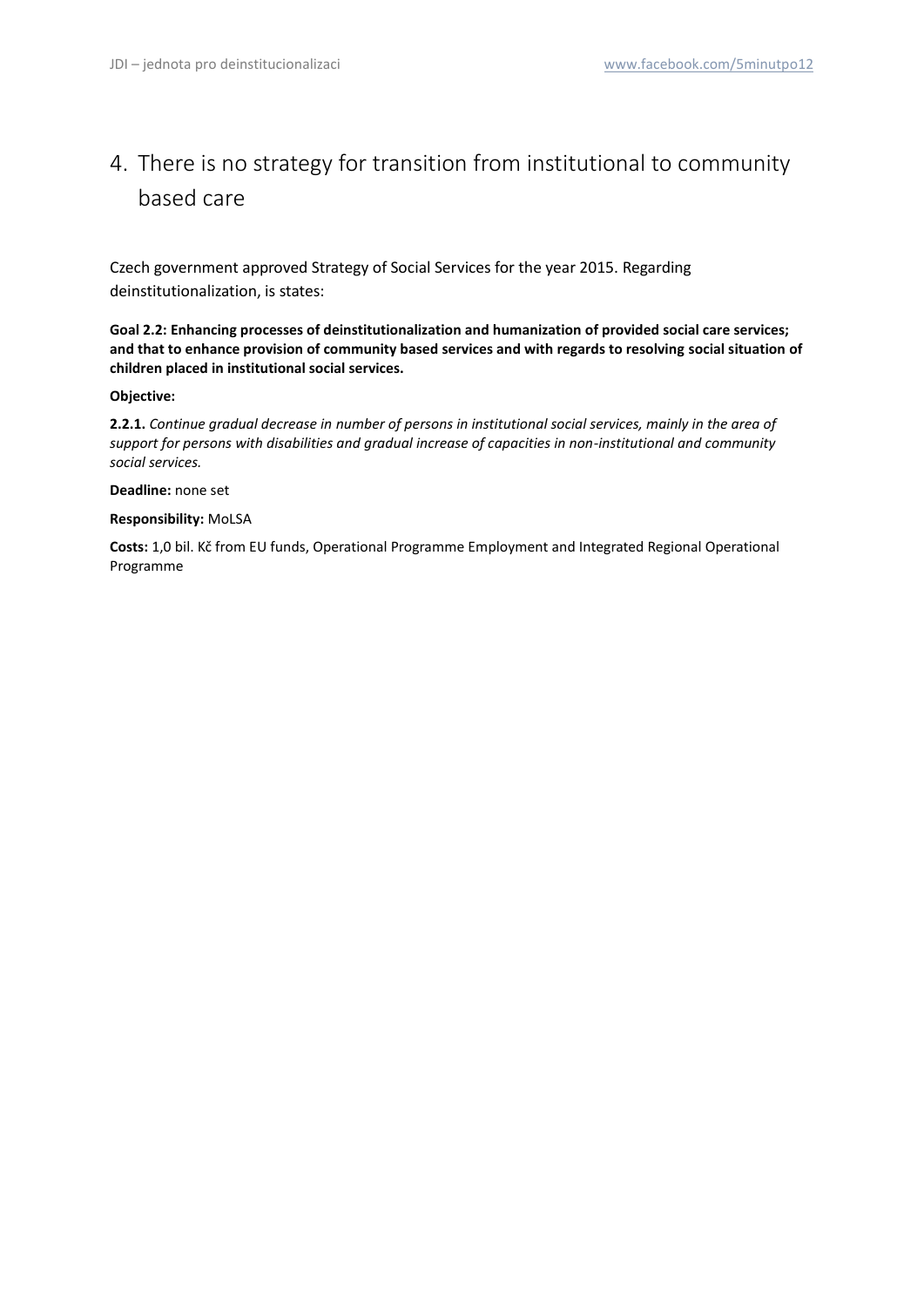# 4. There is no strategy for transition from institutional to community based care

Czech government approved Strategy of Social Services for the year 2015. Regarding deinstitutionalization, is states:

**Goal 2.2: Enhancing processes of deinstitutionalization and humanization of provided social care services; and that to enhance provision of community based services and with regards to resolving social situation of children placed in institutional social services.**

**Objective:**

**2.2.1.** *Continue gradual decrease in number of persons in institutional social services, mainly in the area of support for persons with disabilities and gradual increase of capacities in non-institutional and community social services.*

**Deadline:** none set

**Responsibility:** MoLSA

**Costs:** 1,0 bil. Kč from EU funds, Operational Programme Employment and Integrated Regional Operational Programme